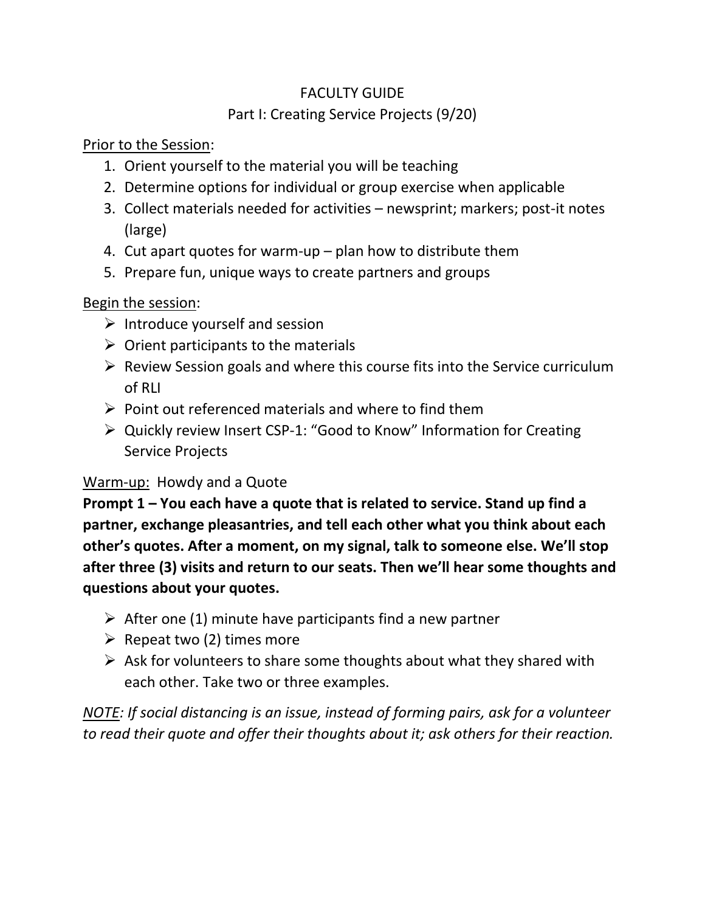# FACULTY GUIDE

## Part I: Creating Service Projects (9/20)

<u>Prior to the Session</u>:

1. Orient yourself to the material you will be teaching
2. Determine options for individual or group exercise when applicable
3. Collect materials needed for activities – newsprint; markers; post-it notes (large)
4. Cut apart quotes for warm-up – plan how to distribute them
5. Prepare fun, unique ways to create partners and groups

<u>Begin the session</u>:

- Introduce yourself and session
- Orient participants to the materials
- Review Session goals and where this course fits into the Service curriculum of RLI
- Point out referenced materials and where to find them
- Quickly review Insert CSP-1: "Good to Know" Information for Creating Service Projects

<u>Warm-up:</u> Howdy and a Quote

**Prompt 1 – You each have a quote that is related to service. Stand up find a partner, exchange pleasantries, and tell each other what you think about each other's quotes. After a moment, on my signal, talk to someone else. We'll stop after three (3) visits and return to our seats. Then we'll hear some thoughts and questions about your quotes.**

- After one (1) minute have participants find a new partner
- Repeat two (2) times more
- Ask for volunteers to share some thoughts about what they shared with each other. Take two or three examples.

*<u>NOTE</u>: If social distancing is an issue, instead of forming pairs, ask for a volunteer to read their quote and offer their thoughts about it; ask others for their reaction.*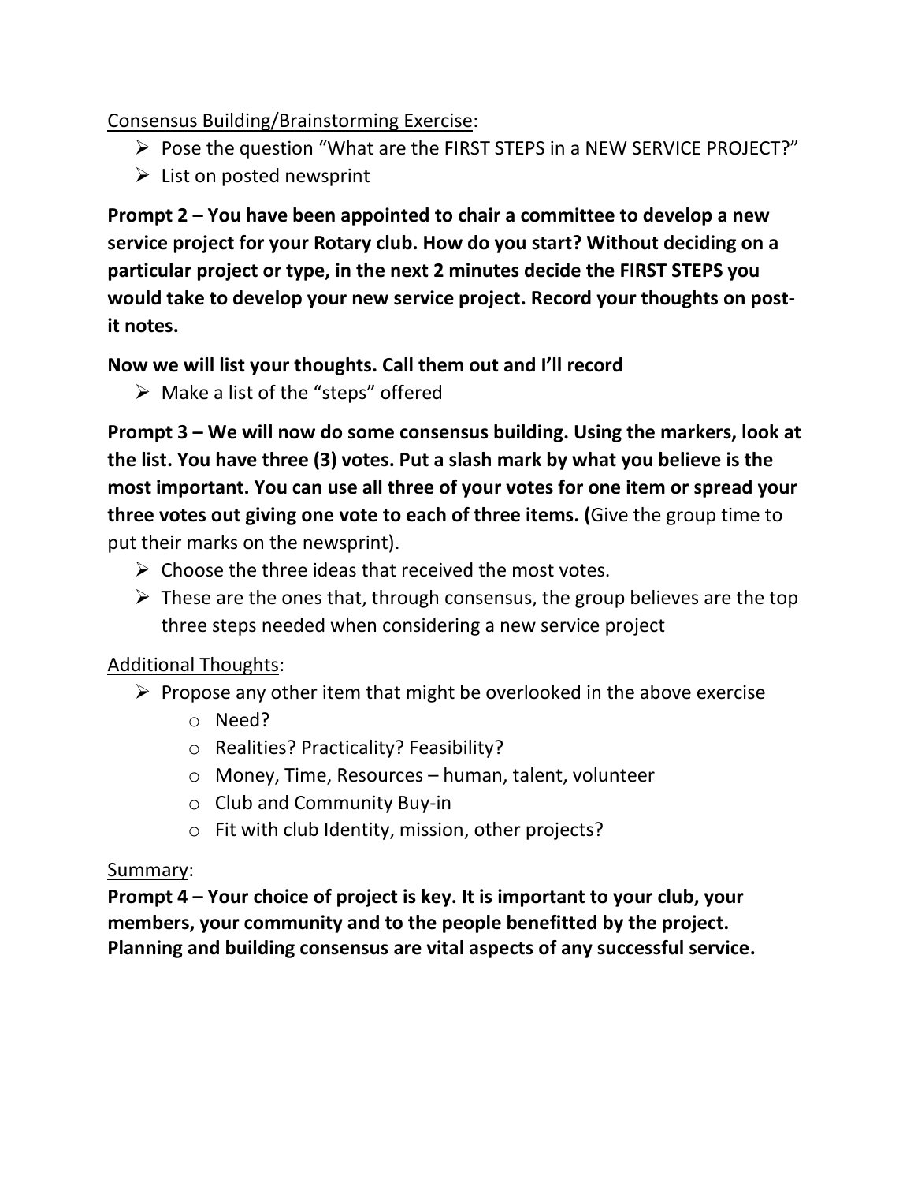<u>Consensus Building/Brainstorming Exercise</u>:

- Pose the question “What are the FIRST STEPS in a NEW SERVICE PROJECT?”
- List on posted newsprint

**Prompt 2 – You have been appointed to chair a committee to develop a new service project for your Rotary club. How do you start? Without deciding on a particular project or type, in the next 2 minutes decide the FIRST STEPS you would take to develop your new service project. Record your thoughts on post-it notes.**

**Now we will list your thoughts. Call them out and I’ll record**

- Make a list of the “steps” offered

**Prompt 3 – We will now do some consensus building. Using the markers, look at the list. You have three (3) votes. Put a slash mark by what you believe is the most important. You can use all three of your votes for one item or spread your three votes out giving one vote to each of three items. (**Give the group time to put their marks on the newsprint).

- Choose the three ideas that received the most votes.
- These are the ones that, through consensus, the group believes are the top three steps needed when considering a new service project

<u>Additional Thoughts</u>:

- Propose any other item that might be overlooked in the above exercise
  - Need?
  - Realities? Practicality? Feasibility?
  - Money, Time, Resources – human, talent, volunteer
  - Club and Community Buy-in
  - Fit with club Identity, mission, other projects?

<u>Summary</u>:

**Prompt 4 – Your choice of project is key. It is important to your club, your members, your community and to the people benefitted by the project. Planning and building consensus are vital aspects of any successful service.**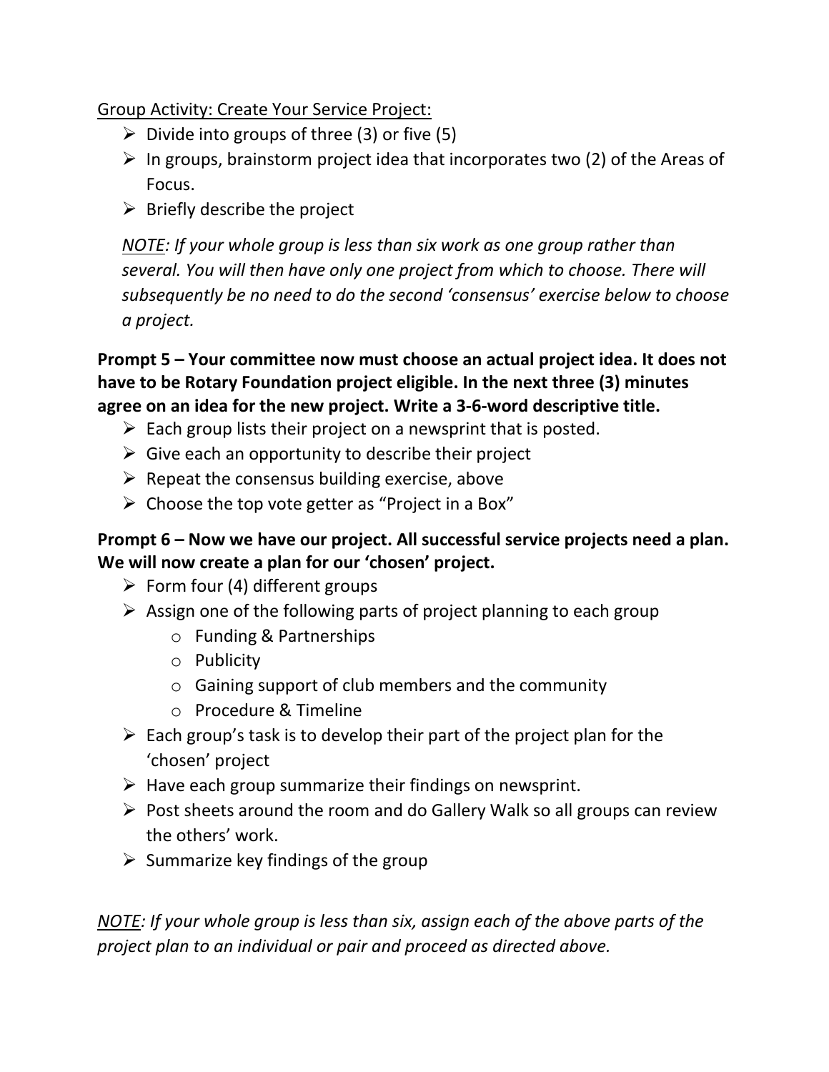<u>Group Activity: Create Your Service Project:</u>

- Divide into groups of three (3) or five (5)
- In groups, brainstorm project idea that incorporates two (2) of the Areas of Focus.
- Briefly describe the project

*<u>NOTE</u>: If your whole group is less than six work as one group rather than several. You will then have only one project from which to choose. There will subsequently be no need to do the second 'consensus' exercise below to choose a project.*

**Prompt 5 – Your committee now must choose an actual project idea. It does not have to be Rotary Foundation project eligible. In the next three (3) minutes agree on an idea for the new project. Write a 3-6-word descriptive title.**

- Each group lists their project on a newsprint that is posted.
- Give each an opportunity to describe their project
- Repeat the consensus building exercise, above
- Choose the top vote getter as "Project in a Box"

**Prompt 6 – Now we have our project. All successful service projects need a plan. We will now create a plan for our 'chosen' project.**

- Form four (4) different groups
- Assign one of the following parts of project planning to each group
  - Funding & Partnerships
  - Publicity
  - Gaining support of club members and the community
  - Procedure & Timeline
- Each group's task is to develop their part of the project plan for the 'chosen' project
- Have each group summarize their findings on newsprint.
- Post sheets around the room and do Gallery Walk so all groups can review the others' work.
- Summarize key findings of the group

*<u>NOTE</u>: If your whole group is less than six, assign each of the above parts of the project plan to an individual or pair and proceed as directed above.*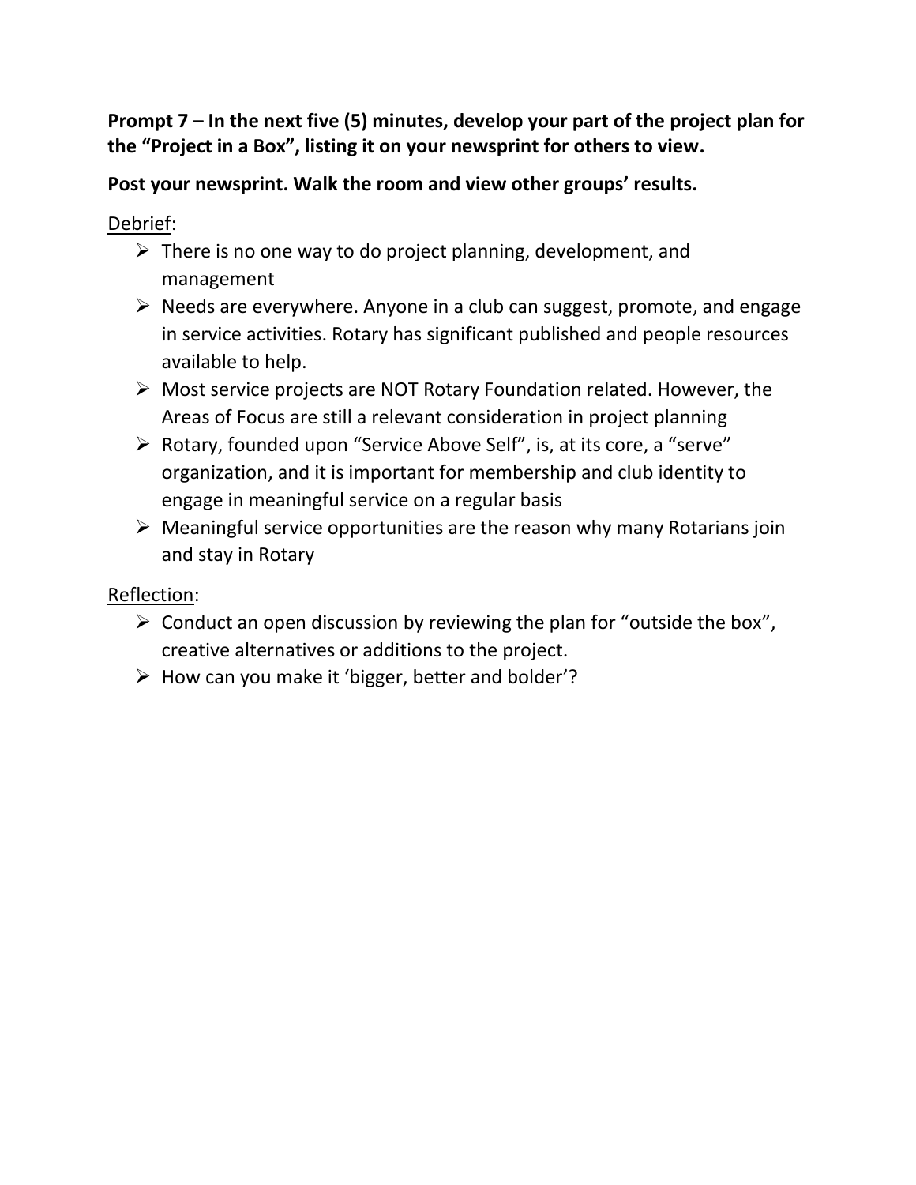**Prompt 7 – In the next five (5) minutes, develop your part of the project plan for the "Project in a Box", listing it on your newsprint for others to view.**

**Post your newsprint. Walk the room and view other groups' results.**

Debrief:

- There is no one way to do project planning, development, and management
- Needs are everywhere. Anyone in a club can suggest, promote, and engage in service activities. Rotary has significant published and people resources available to help.
- Most service projects are NOT Rotary Foundation related. However, the Areas of Focus are still a relevant consideration in project planning
- Rotary, founded upon "Service Above Self", is, at its core, a "serve" organization, and it is important for membership and club identity to engage in meaningful service on a regular basis
- Meaningful service opportunities are the reason why many Rotarians join and stay in Rotary

Reflection:

- Conduct an open discussion by reviewing the plan for "outside the box", creative alternatives or additions to the project.
- How can you make it 'bigger, better and bolder'?